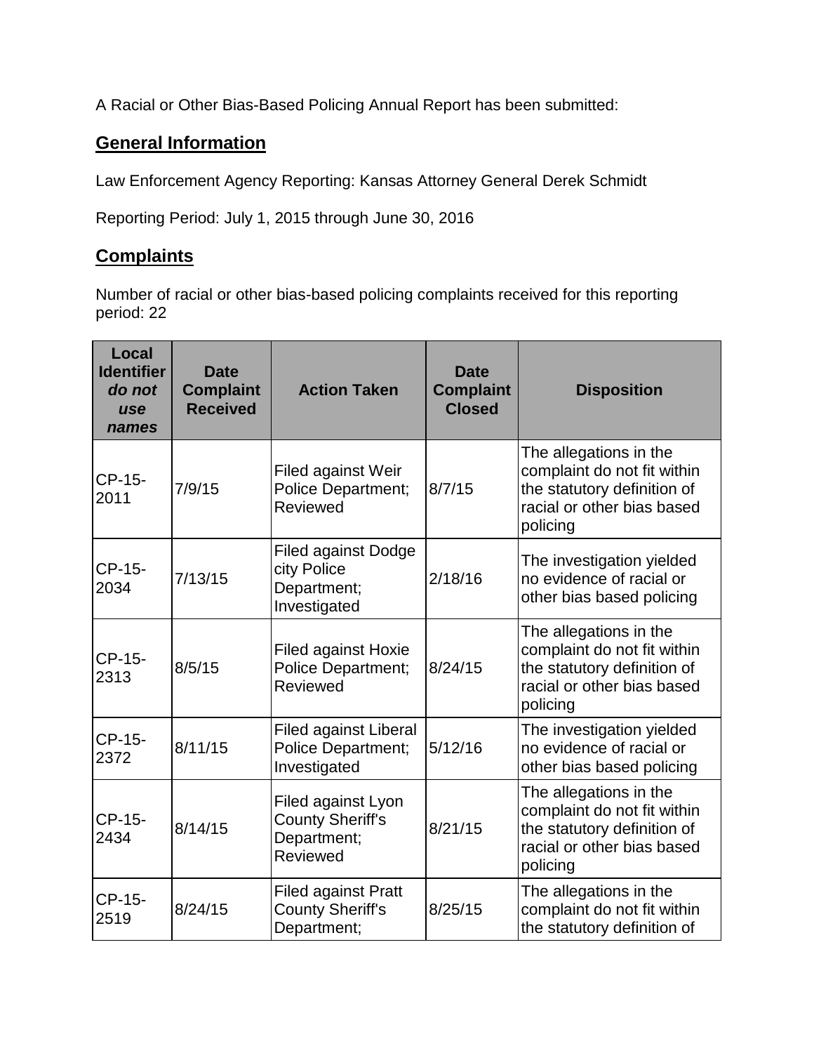A Racial or Other Bias-Based Policing Annual Report has been submitted:

## General Information

Law Enforcement Agency Reporting: Kansas Attorney General Derek Schmidt

Reporting Period: July 1, 2015 through June 30, 2016

## Complaints

Number of racial or other bias-based policing complaints received for this reporting period: 22

| Local Identifier *do not use names* | Date Complaint Received | Action Taken | Date Complaint Closed | Disposition |
|---|---|---|---|---|
| CP-15-2011 | 7/9/15 | Filed against Weir Police Department; Reviewed | 8/7/15 | The allegations in the complaint do not fit within the statutory definition of racial or other bias based policing |
| CP-15-2034 | 7/13/15 | Filed against Dodge city Police Department; Investigated | 2/18/16 | The investigation yielded no evidence of racial or other bias based policing |
| CP-15-2313 | 8/5/15 | Filed against Hoxie Police Department; Reviewed | 8/24/15 | The allegations in the complaint do not fit within the statutory definition of racial or other bias based policing |
| CP-15-2372 | 8/11/15 | Filed against Liberal Police Department; Investigated | 5/12/16 | The investigation yielded no evidence of racial or other bias based policing |
| CP-15-2434 | 8/14/15 | Filed against Lyon County Sheriff's Department; Reviewed | 8/21/15 | The allegations in the complaint do not fit within the statutory definition of racial or other bias based policing |
| CP-15-2519 | 8/24/15 | Filed against Pratt County Sheriff's Department; | 8/25/15 | The allegations in the complaint do not fit within the statutory definition of |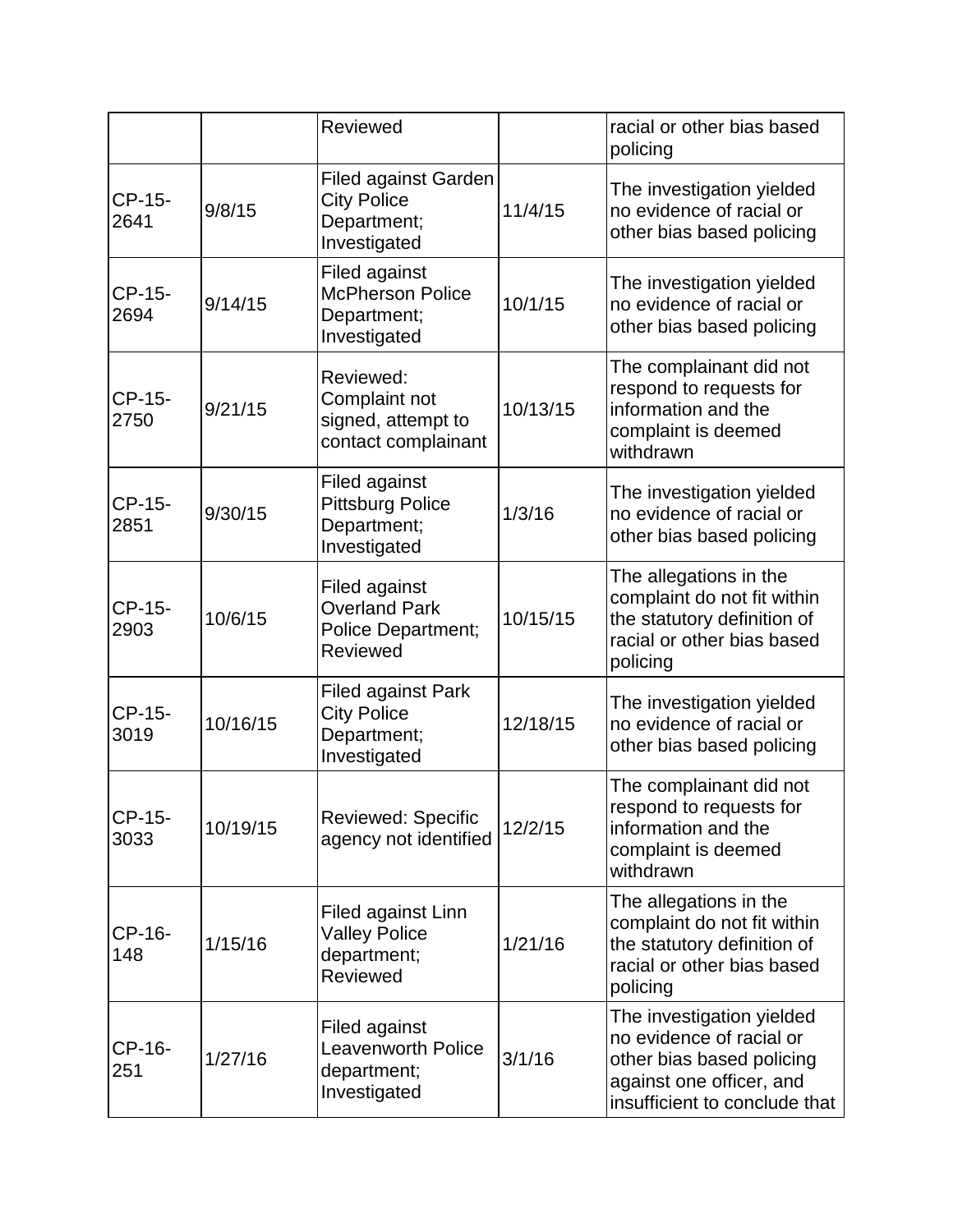| | | Reviewed | | racial or other bias based policing |
|---|---|---|---|---|
| CP-15-2641 | 9/8/15 | Filed against Garden City Police Department; Investigated | 11/4/15 | The investigation yielded no evidence of racial or other bias based policing |
| CP-15-2694 | 9/14/15 | Filed against McPherson Police Department; Investigated | 10/1/15 | The investigation yielded no evidence of racial or other bias based policing |
| CP-15-2750 | 9/21/15 | Reviewed: Complaint not signed, attempt to contact complainant | 10/13/15 | The complainant did not respond to requests for information and the complaint is deemed withdrawn |
| CP-15-2851 | 9/30/15 | Filed against Pittsburg Police Department; Investigated | 1/3/16 | The investigation yielded no evidence of racial or other bias based policing |
| CP-15-2903 | 10/6/15 | Filed against Overland Park Police Department; Reviewed | 10/15/15 | The allegations in the complaint do not fit within the statutory definition of racial or other bias based policing |
| CP-15-3019 | 10/16/15 | Filed against Park City Police Department; Investigated | 12/18/15 | The investigation yielded no evidence of racial or other bias based policing |
| CP-15-3033 | 10/19/15 | Reviewed: Specific agency not identified | 12/2/15 | The complainant did not respond to requests for information and the complaint is deemed withdrawn |
| CP-16-148 | 1/15/16 | Filed against Linn Valley Police department; Reviewed | 1/21/16 | The allegations in the complaint do not fit within the statutory definition of racial or other bias based policing |
| CP-16-251 | 1/27/16 | Filed against Leavenworth Police department; Investigated | 3/1/16 | The investigation yielded no evidence of racial or other bias based policing against one officer, and insufficient to conclude that |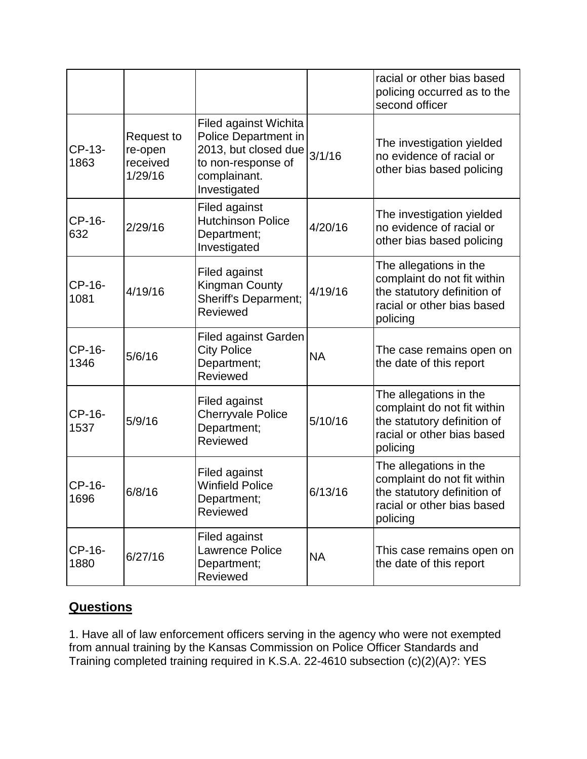| | | | | |
|---|---|---|---|---|
| | | | | racial or other bias based policing occurred as to the second officer |
| CP-13-1863 | Request to re-open received 1/29/16 | Filed against Wichita Police Department in 2013, but closed due to non-response of complainant. Investigated | 3/1/16 | The investigation yielded no evidence of racial or other bias based policing |
| CP-16-632 | 2/29/16 | Filed against Hutchinson Police Department; Investigated | 4/20/16 | The investigation yielded no evidence of racial or other bias based policing |
| CP-16-1081 | 4/19/16 | Filed against Kingman County Sheriff's Deparment; Reviewed | 4/19/16 | The allegations in the complaint do not fit within the statutory definition of racial or other bias based policing |
| CP-16-1346 | 5/6/16 | Filed against Garden City Police Department; Reviewed | NA | The case remains open on the date of this report |
| CP-16-1537 | 5/9/16 | Filed against Cherryvale Police Department; Reviewed | 5/10/16 | The allegations in the complaint do not fit within the statutory definition of racial or other bias based policing |
| CP-16-1696 | 6/8/16 | Filed against Winfield Police Department; Reviewed | 6/13/16 | The allegations in the complaint do not fit within the statutory definition of racial or other bias based policing |
| CP-16-1880 | 6/27/16 | Filed against Lawrence Police Department; Reviewed | NA | This case remains open on the date of this report |

## **Questions**

1. Have all of law enforcement officers serving in the agency who were not exempted from annual training by the Kansas Commission on Police Officer Standards and Training completed training required in K.S.A. 22-4610 subsection (c)(2)(A)?: YES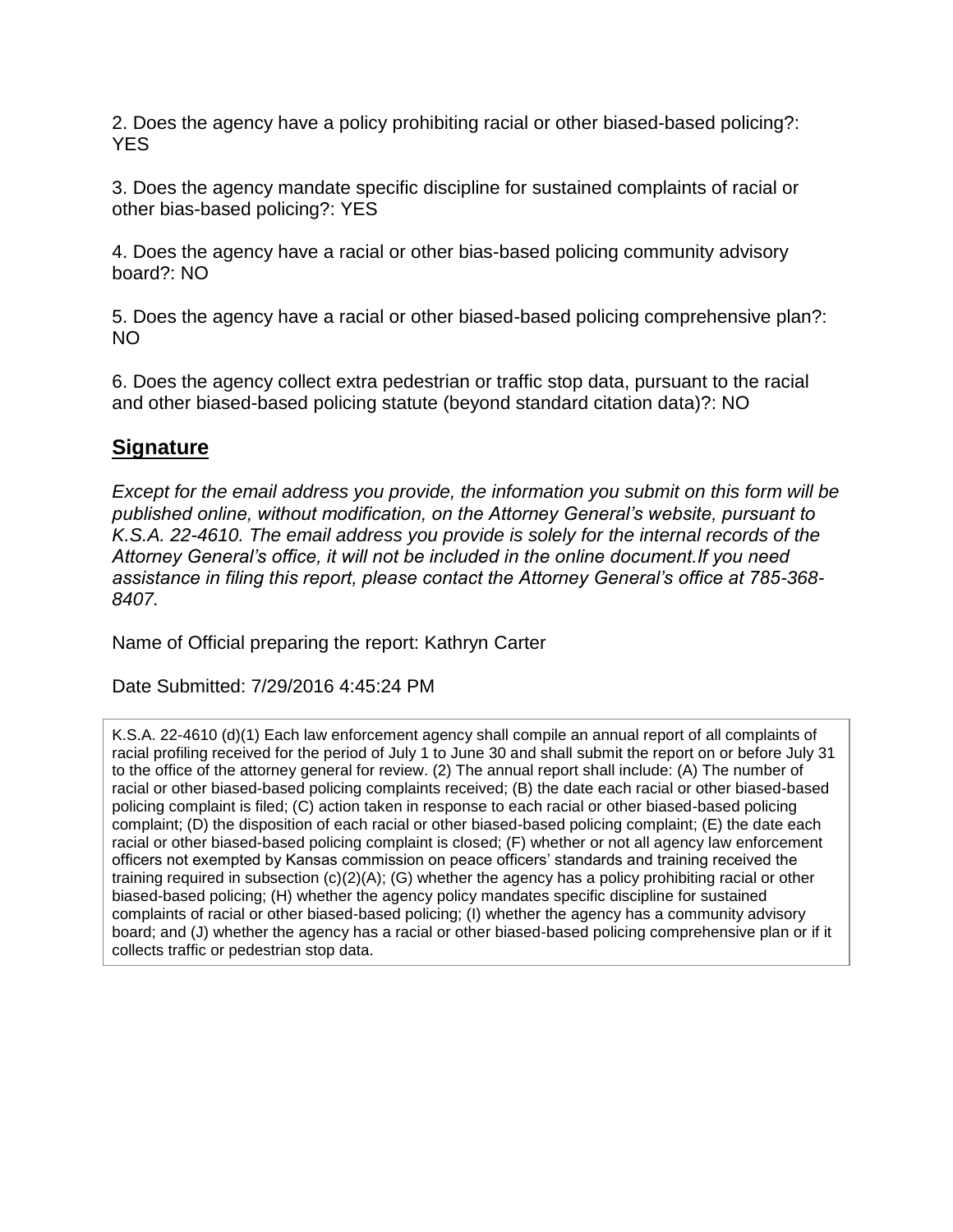2. Does the agency have a policy prohibiting racial or other biased-based policing?: YES

3. Does the agency mandate specific discipline for sustained complaints of racial or other bias-based policing?: YES

4. Does the agency have a racial or other bias-based policing community advisory board?: NO

5. Does the agency have a racial or other biased-based policing comprehensive plan?: NO

6. Does the agency collect extra pedestrian or traffic stop data, pursuant to the racial and other biased-based policing statute (beyond standard citation data)?: NO

## Signature

*Except for the email address you provide, the information you submit on this form will be published online, without modification, on the Attorney General's website, pursuant to K.S.A. 22-4610. The email address you provide is solely for the internal records of the Attorney General's office, it will not be included in the online document.If you need assistance in filing this report, please contact the Attorney General's office at 785-368-8407.*

Name of Official preparing the report: Kathryn Carter

Date Submitted: 7/29/2016 4:45:24 PM

K.S.A. 22-4610 (d)(1) Each law enforcement agency shall compile an annual report of all complaints of racial profiling received for the period of July 1 to June 30 and shall submit the report on or before July 31 to the office of the attorney general for review. (2) The annual report shall include: (A) The number of racial or other biased-based policing complaints received; (B) the date each racial or other biased-based policing complaint is filed; (C) action taken in response to each racial or other biased-based policing complaint; (D) the disposition of each racial or other biased-based policing complaint; (E) the date each racial or other biased-based policing complaint is closed; (F) whether or not all agency law enforcement officers not exempted by Kansas commission on peace officers' standards and training received the training required in subsection (c)(2)(A); (G) whether the agency has a policy prohibiting racial or other biased-based policing; (H) whether the agency policy mandates specific discipline for sustained complaints of racial or other biased-based policing; (I) whether the agency has a community advisory board; and (J) whether the agency has a racial or other biased-based policing comprehensive plan or if it collects traffic or pedestrian stop data.